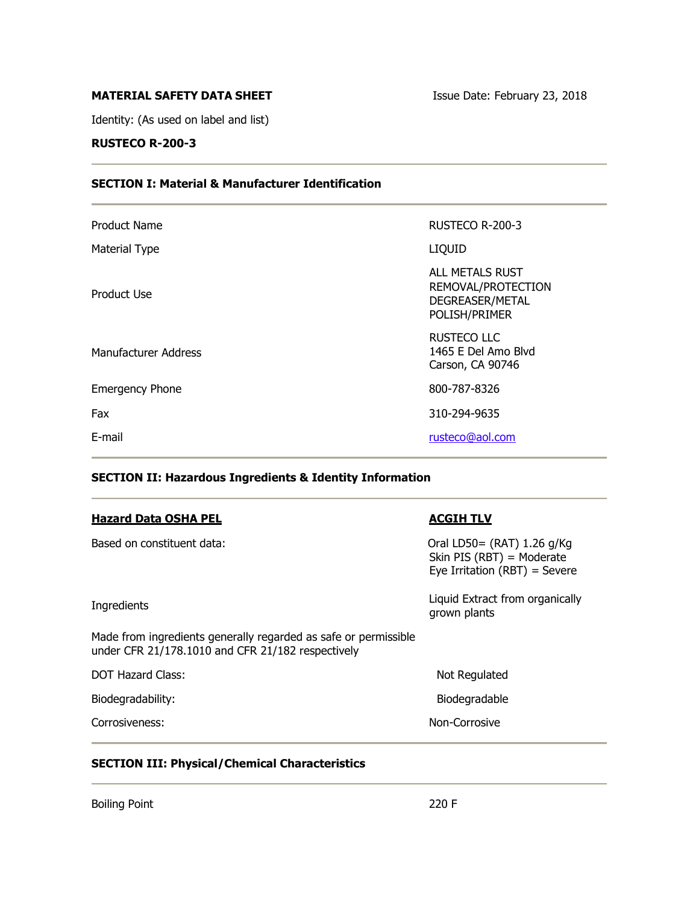**MATERIAL SAFETY DATA SHEET**

Issue Date: February 23, 2018

Identity: (As used on label and list)

**RUSTECO R-200-3**

---

## SECTION I: Material & Manufacturer Identification

| | |
|---|---|
| Product Name | RUSTECO R-200-3 |
| Material Type | LIQUID |
| Product Use | ALL METALS RUST REMOVAL/PROTECTION DEGREASER/METAL POLISH/PRIMER |
| Manufacturer Address | RUSTECO LLC<br>1465 E Del Amo Blvd<br>Carson, CA 90746 |
| Emergency Phone | 800-787-8326 |
| Fax | 310-294-9635 |
| E-mail | rusteco@aol.com |

---

## SECTION II: Hazardous Ingredients & Identity Information

| **Hazard Data OSHA PEL** | **ACGIH TLV** |
|---|---|
| Based on constituent data: | Oral LD50= (RAT) 1.26 g/Kg<br>Skin PIS (RBT) = Moderate<br>Eye Irritation (RBT) = Severe |
| Ingredients | Liquid Extract from organically grown plants |

Made from ingredients generally regarded as safe or permissible under CFR 21/178.1010 and CFR 21/182 respectively

| | |
|---|---|
| DOT Hazard Class: | Not Regulated |
| Biodegradability: | Biodegradable |
| Corrosiveness: | Non-Corrosive |

---

## SECTION III: Physical/Chemical Characteristics

| | |
|---|---|
| Boiling Point | 220 F |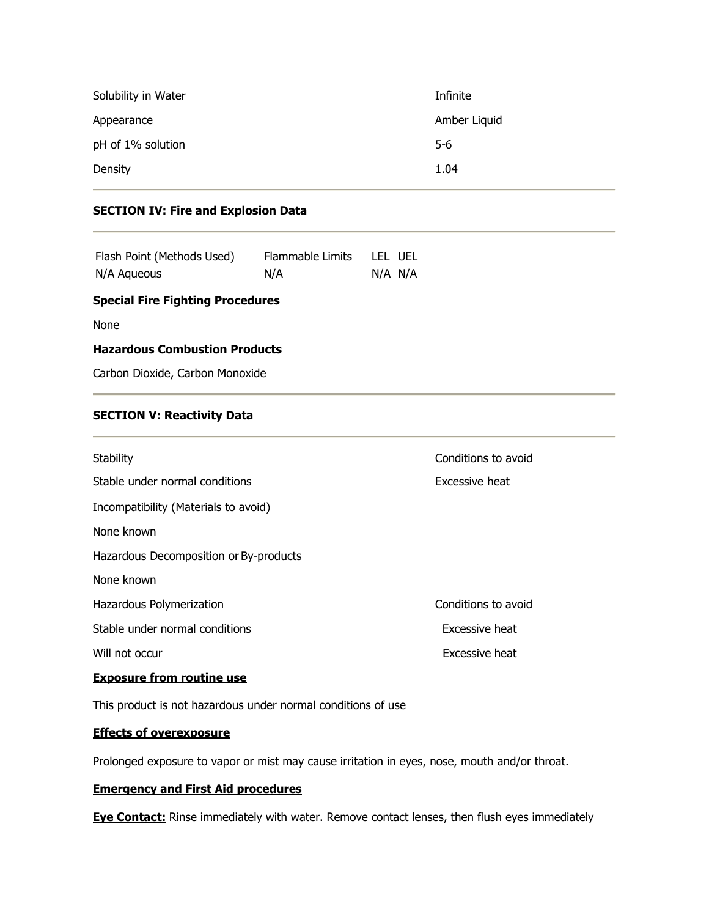| | |
|---|---|
| Solubility in Water | Infinite |
| Appearance | Amber Liquid |
| pH of 1% solution | 5-6 |
| Density | 1.04 |

## SECTION IV: Fire and Explosion Data

| Flash Point (Methods Used) | Flammable Limits | LEL | UEL |
|---|---|---|---|
| N/A Aqueous | N/A | N/A | N/A |

**Special Fire Fighting Procedures**

None

**Hazardous Combustion Products**

Carbon Dioxide, Carbon Monoxide

## SECTION V: Reactivity Data

| Stability | Conditions to avoid |
|---|---|
| Stable under normal conditions | Excessive heat |

Incompatibility (Materials to avoid)

None known

Hazardous Decomposition or By-products

None known

| Hazardous Polymerization | Conditions to avoid |
|---|---|
| Stable under normal conditions | Excessive heat |
| Will not occur | Excessive heat |

**Exposure from routine use**

This product is not hazardous under normal conditions of use

**Effects of overexposure**

Prolonged exposure to vapor or mist may cause irritation in eyes, nose, mouth and/or throat.

**Emergency and First Aid procedures**

**Eye Contact:** Rinse immediately with water. Remove contact lenses, then flush eyes immediately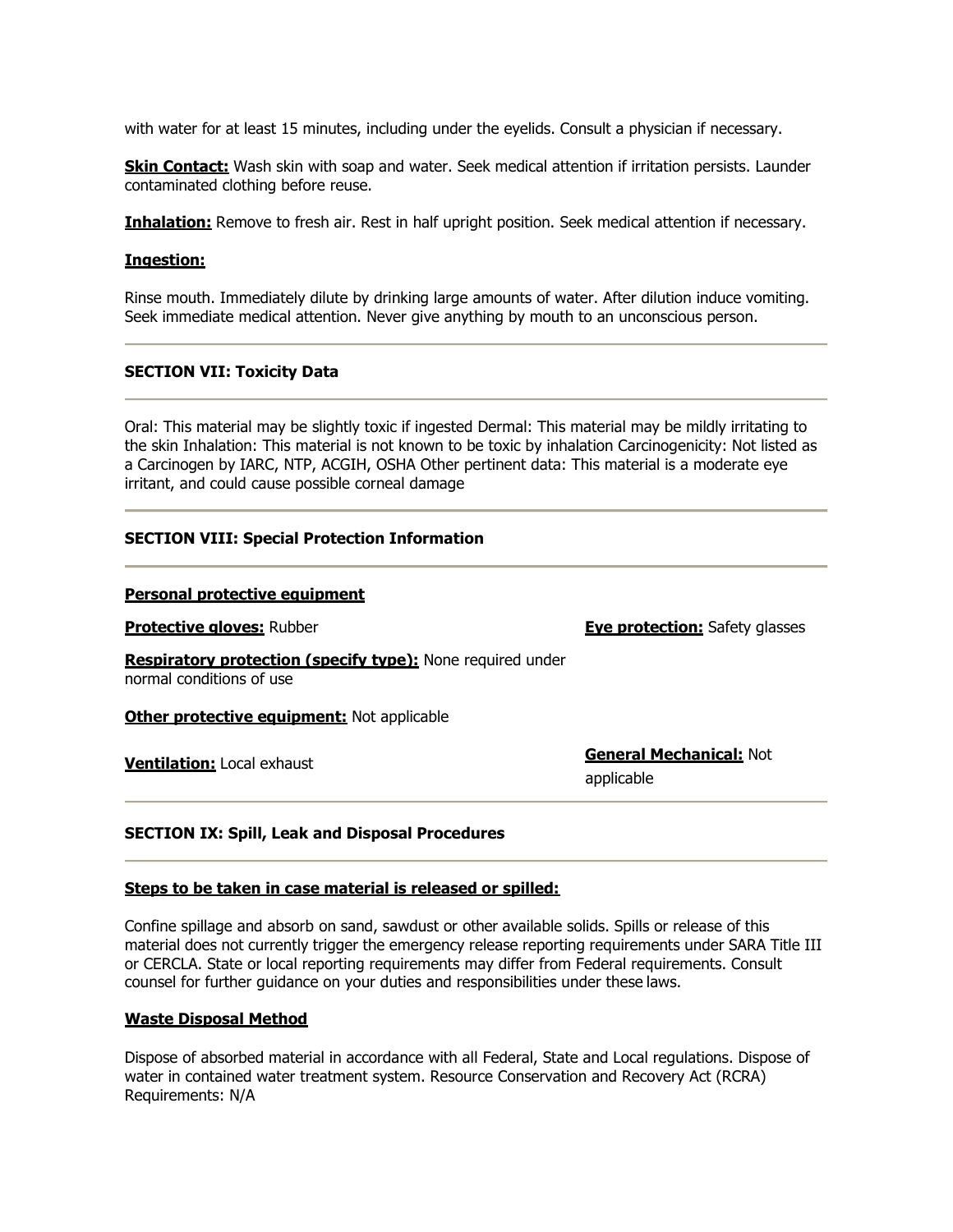with water for at least 15 minutes, including under the eyelids. Consult a physician if necessary.

**Skin Contact:** Wash skin with soap and water. Seek medical attention if irritation persists. Launder contaminated clothing before reuse.

**Inhalation:** Remove to fresh air. Rest in half upright position. Seek medical attention if necessary.

**Ingestion:**

Rinse mouth. Immediately dilute by drinking large amounts of water. After dilution induce vomiting. Seek immediate medical attention. Never give anything by mouth to an unconscious person.

---

### SECTION VII: Toxicity Data

---

Oral: This material may be slightly toxic if ingested Dermal: This material may be mildly irritating to the skin Inhalation: This material is not known to be toxic by inhalation Carcinogenicity: Not listed as a Carcinogen by IARC, NTP, ACGIH, OSHA Other pertinent data: This material is a moderate eye irritant, and could cause possible corneal damage

---

### SECTION VIII: Special Protection Information

---

**Personal protective equipment**

**Protective gloves:** Rubber

**Eye protection:** Safety glasses

**Respiratory protection (specify type):** None required under normal conditions of use

**Other protective equipment:** Not applicable

**Ventilation:** Local exhaust

**General Mechanical:** Not applicable

---

### SECTION IX: Spill, Leak and Disposal Procedures

---

**Steps to be taken in case material is released or spilled:**

Confine spillage and absorb on sand, sawdust or other available solids. Spills or release of this material does not currently trigger the emergency release reporting requirements under SARA Title III or CERCLA. State or local reporting requirements may differ from Federal requirements. Consult counsel for further guidance on your duties and responsibilities under these laws.

**Waste Disposal Method**

Dispose of absorbed material in accordance with all Federal, State and Local regulations. Dispose of water in contained water treatment system. Resource Conservation and Recovery Act (RCRA) Requirements: N/A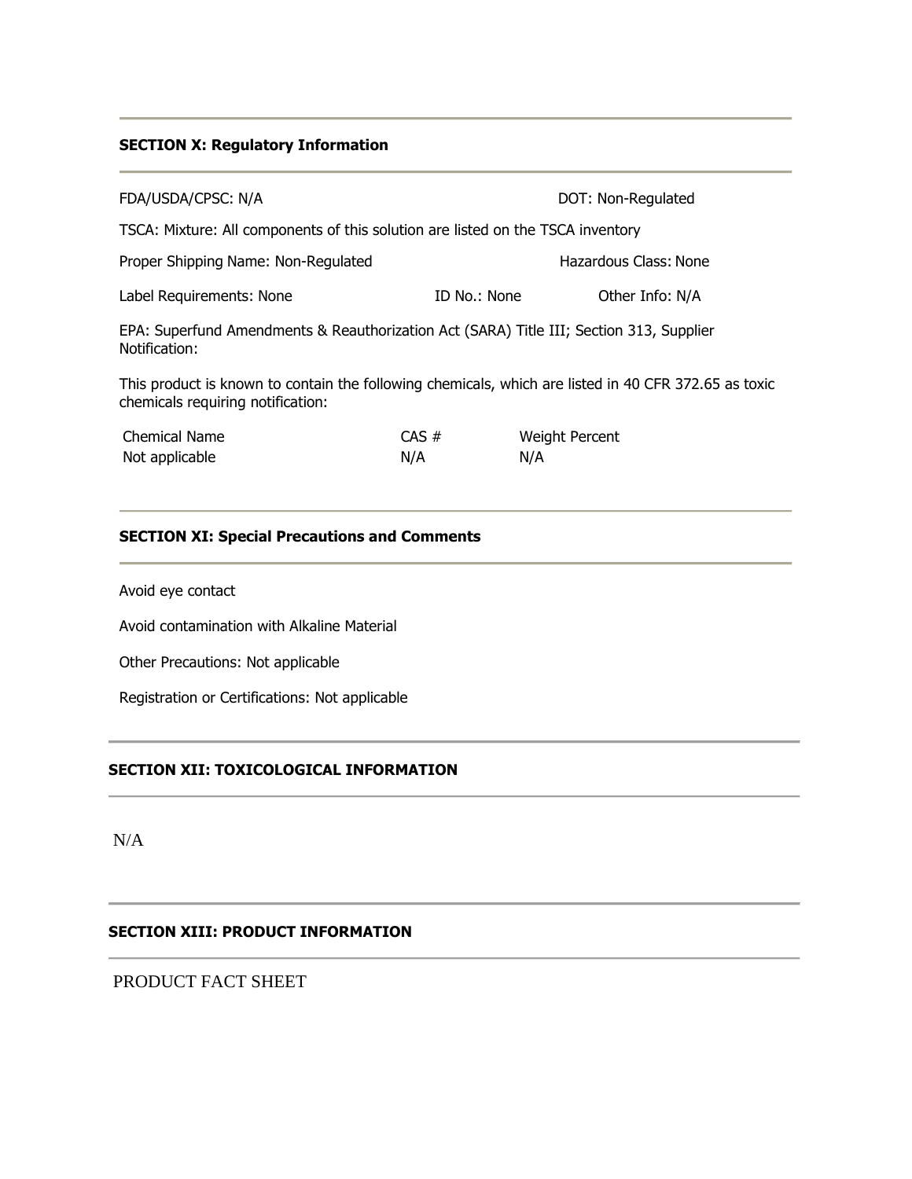## SECTION X: Regulatory Information

FDA/USDA/CPSC: N/A DOT: Non-Regulated

TSCA: Mixture: All components of this solution are listed on the TSCA inventory

Proper Shipping Name: Non-Regulated Hazardous Class: None

Label Requirements: None ID No.: None Other Info: N/A

EPA: Superfund Amendments & Reauthorization Act (SARA) Title III; Section 313, Supplier Notification:

This product is known to contain the following chemicals, which are listed in 40 CFR 372.65 as toxic chemicals requiring notification:

| Chemical Name | CAS # | Weight Percent |
|---|---|---|
| Not applicable | N/A | N/A |

## SECTION XI: Special Precautions and Comments

Avoid eye contact

Avoid contamination with Alkaline Material

Other Precautions: Not applicable

Registration or Certifications: Not applicable

## SECTION XII: TOXICOLOGICAL INFORMATION

N/A

## SECTION XIII: PRODUCT INFORMATION

PRODUCT FACT SHEET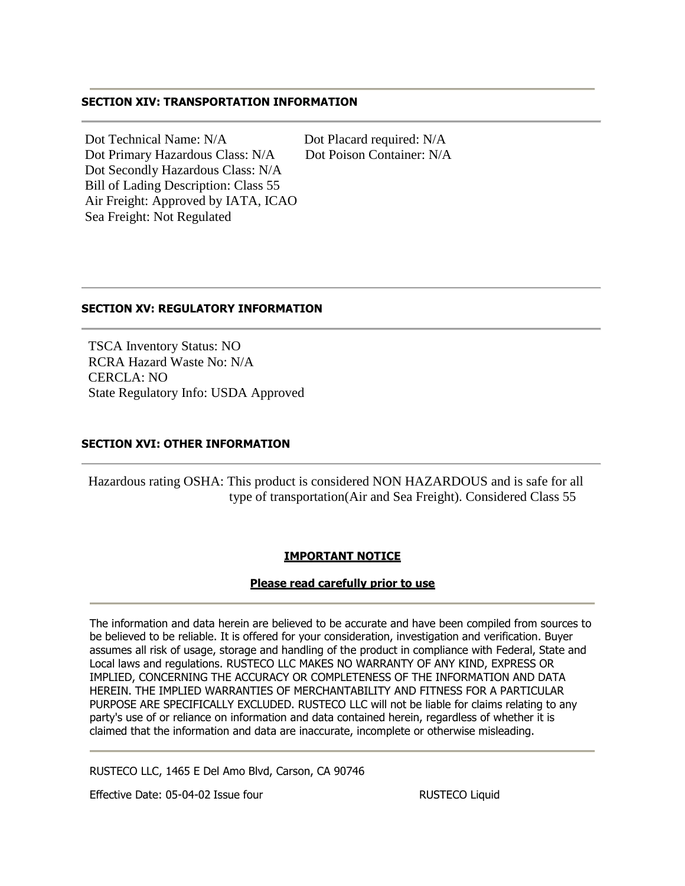## SECTION XIV: TRANSPORTATION INFORMATION

Dot Technical Name: N/A
Dot Primary Hazardous Class: N/A
Dot Secondly Hazardous Class: N/A
Bill of Lading Description: Class 55
Air Freight: Approved by IATA, ICAO
Sea Freight: Not Regulated

Dot Placard required: N/A
Dot Poison Container: N/A

## SECTION XV: REGULATORY INFORMATION

TSCA Inventory Status: NO
RCRA Hazard Waste No: N/A
CERCLA: NO
State Regulatory Info: USDA Approved

## SECTION XVI: OTHER INFORMATION

Hazardous rating OSHA: This product is considered NON HAZARDOUS and is safe for all type of transportation(Air and Sea Freight). Considered Class 55

**IMPORTANT NOTICE**

**Please read carefully prior to use**

The information and data herein are believed to be accurate and have been compiled from sources to be believed to be reliable. It is offered for your consideration, investigation and verification. Buyer assumes all risk of usage, storage and handling of the product in compliance with Federal, State and Local laws and regulations. RUSTECO LLC MAKES NO WARRANTY OF ANY KIND, EXPRESS OR IMPLIED, CONCERNING THE ACCURACY OR COMPLETENESS OF THE INFORMATION AND DATA HEREIN. THE IMPLIED WARRANTIES OF MERCHANTABILITY AND FITNESS FOR A PARTICULAR PURPOSE ARE SPECIFICALLY EXCLUDED. RUSTECO LLC will not be liable for claims relating to any party's use of or reliance on information and data contained herein, regardless of whether it is claimed that the information and data are inaccurate, incomplete or otherwise misleading.

RUSTECO LLC, 1465 E Del Amo Blvd, Carson, CA 90746

Effective Date: 05-04-02 Issue four RUSTECO Liquid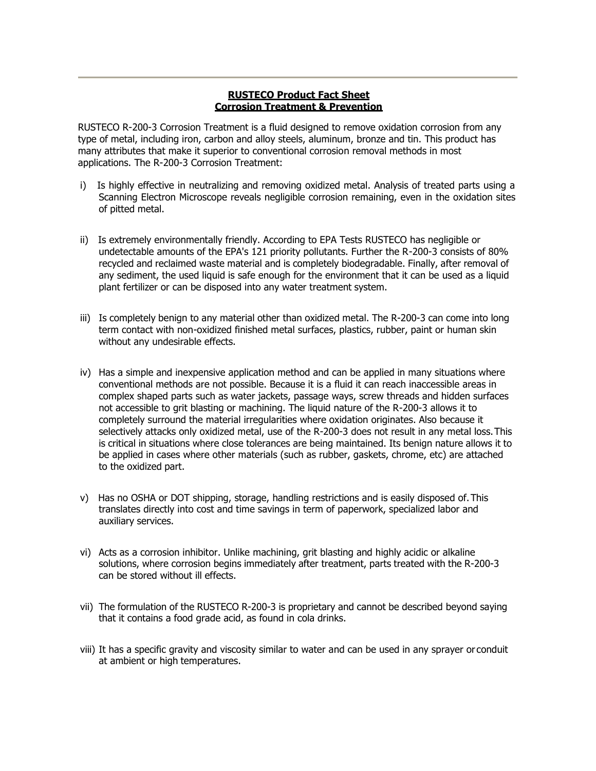**RUSTECO Product Fact Sheet**
**Corrosion Treatment & Prevention**

RUSTECO R-200-3 Corrosion Treatment is a fluid designed to remove oxidation corrosion from any type of metal, including iron, carbon and alloy steels, aluminum, bronze and tin. This product has many attributes that make it superior to conventional corrosion removal methods in most applications. The R-200-3 Corrosion Treatment:

i) Is highly effective in neutralizing and removing oxidized metal. Analysis of treated parts using a Scanning Electron Microscope reveals negligible corrosion remaining, even in the oxidation sites of pitted metal.

ii) Is extremely environmentally friendly. According to EPA Tests RUSTECO has negligible or undetectable amounts of the EPA's 121 priority pollutants. Further the R-200-3 consists of 80% recycled and reclaimed waste material and is completely biodegradable. Finally, after removal of any sediment, the used liquid is safe enough for the environment that it can be used as a liquid plant fertilizer or can be disposed into any water treatment system.

iii) Is completely benign to any material other than oxidized metal. The R-200-3 can come into long term contact with non-oxidized finished metal surfaces, plastics, rubber, paint or human skin without any undesirable effects.

iv) Has a simple and inexpensive application method and can be applied in many situations where conventional methods are not possible. Because it is a fluid it can reach inaccessible areas in complex shaped parts such as water jackets, passage ways, screw threads and hidden surfaces not accessible to grit blasting or machining. The liquid nature of the R-200-3 allows it to completely surround the material irregularities where oxidation originates. Also because it selectively attacks only oxidized metal, use of the R-200-3 does not result in any metal loss. This is critical in situations where close tolerances are being maintained. Its benign nature allows it to be applied in cases where other materials (such as rubber, gaskets, chrome, etc) are attached to the oxidized part.

v) Has no OSHA or DOT shipping, storage, handling restrictions and is easily disposed of. This translates directly into cost and time savings in term of paperwork, specialized labor and auxiliary services.

vi) Acts as a corrosion inhibitor. Unlike machining, grit blasting and highly acidic or alkaline solutions, where corrosion begins immediately after treatment, parts treated with the R-200-3 can be stored without ill effects.

vii) The formulation of the RUSTECO R-200-3 is proprietary and cannot be described beyond saying that it contains a food grade acid, as found in cola drinks.

viii) It has a specific gravity and viscosity similar to water and can be used in any sprayer or conduit at ambient or high temperatures.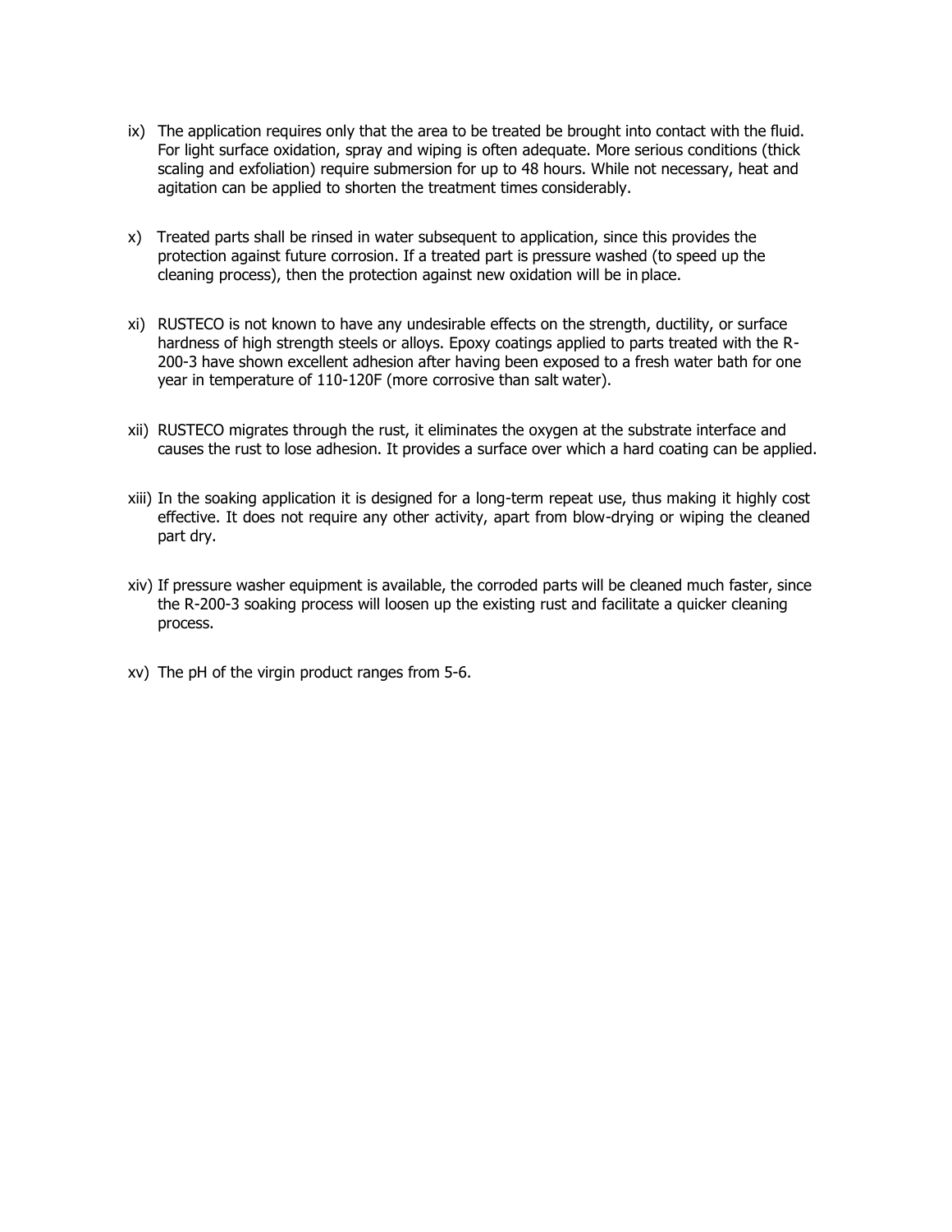ix) The application requires only that the area to be treated be brought into contact with the fluid. For light surface oxidation, spray and wiping is often adequate. More serious conditions (thick scaling and exfoliation) require submersion for up to 48 hours. While not necessary, heat and agitation can be applied to shorten the treatment times considerably.

x) Treated parts shall be rinsed in water subsequent to application, since this provides the protection against future corrosion. If a treated part is pressure washed (to speed up the cleaning process), then the protection against new oxidation will be in place.

xi) RUSTECO is not known to have any undesirable effects on the strength, ductility, or surface hardness of high strength steels or alloys. Epoxy coatings applied to parts treated with the R-200-3 have shown excellent adhesion after having been exposed to a fresh water bath for one year in temperature of 110-120F (more corrosive than salt water).

xii) RUSTECO migrates through the rust, it eliminates the oxygen at the substrate interface and causes the rust to lose adhesion. It provides a surface over which a hard coating can be applied.

xiii) In the soaking application it is designed for a long-term repeat use, thus making it highly cost effective. It does not require any other activity, apart from blow-drying or wiping the cleaned part dry.

xiv) If pressure washer equipment is available, the corroded parts will be cleaned much faster, since the R-200-3 soaking process will loosen up the existing rust and facilitate a quicker cleaning process.

xv) The pH of the virgin product ranges from 5-6.